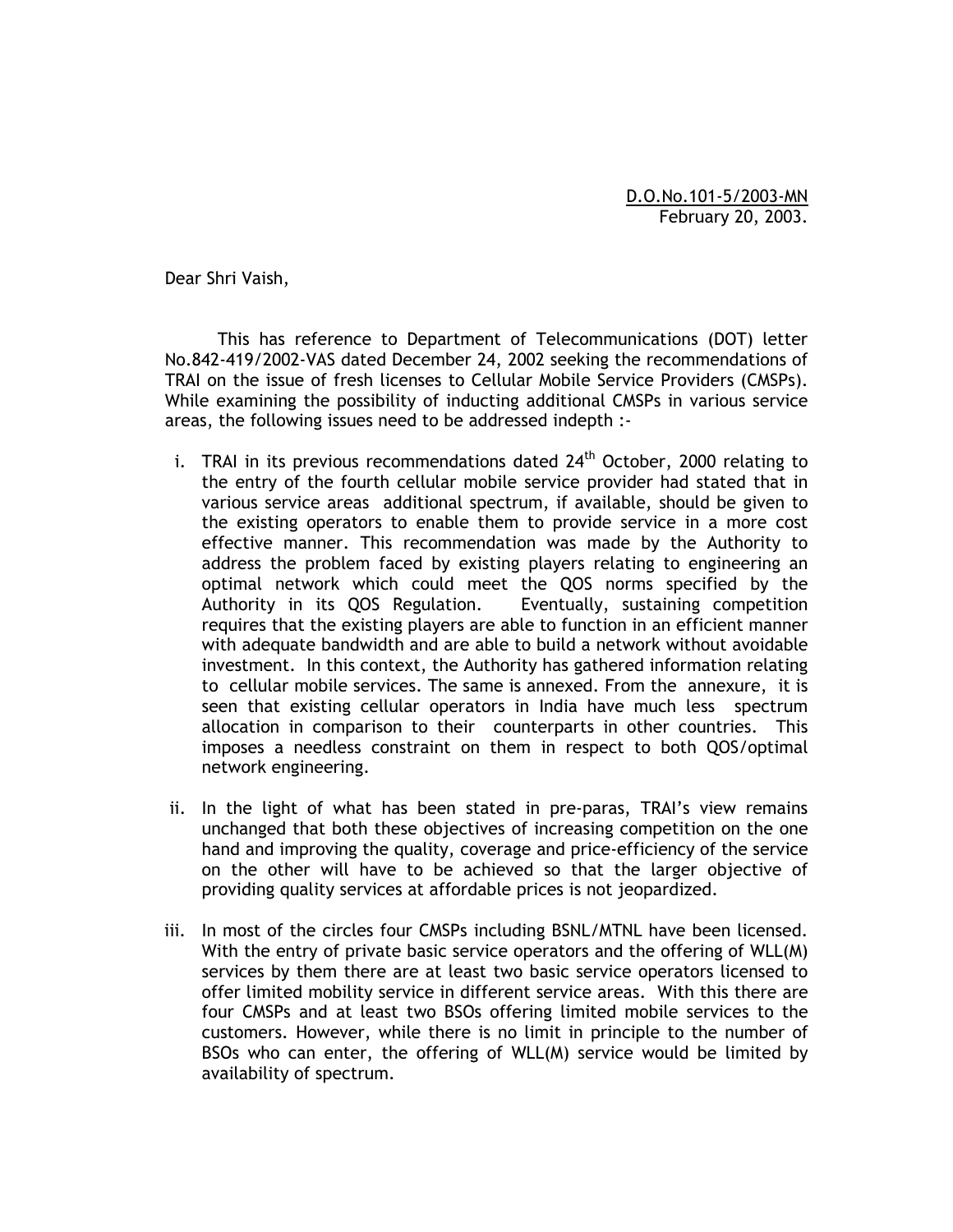D.O.No.101-5/2003-MN
February 20, 2003.

Dear Shri Vaish,

This has reference to Department of Telecommunications (DOT) letter No.842-419/2002-VAS dated December 24, 2002 seeking the recommendations of TRAI on the issue of fresh licenses to Cellular Mobile Service Providers (CMSPs). While examining the possibility of inducting additional CMSPs in various service areas, the following issues need to be addressed indepth :-

i. TRAI in its previous recommendations dated 24th October, 2000 relating to the entry of the fourth cellular mobile service provider had stated that in various service areas additional spectrum, if available, should be given to the existing operators to enable them to provide service in a more cost effective manner. This recommendation was made by the Authority to address the problem faced by existing players relating to engineering an optimal network which could meet the QOS norms specified by the Authority in its QOS Regulation. Eventually, sustaining competition requires that the existing players are able to function in an efficient manner with adequate bandwidth and are able to build a network without avoidable investment. In this context, the Authority has gathered information relating to cellular mobile services. The same is annexed. From the annexure, it is seen that existing cellular operators in India have much less spectrum allocation in comparison to their counterparts in other countries. This imposes a needless constraint on them in respect to both QOS/optimal network engineering.

ii. In the light of what has been stated in pre-paras, TRAI's view remains unchanged that both these objectives of increasing competition on the one hand and improving the quality, coverage and price-efficiency of the service on the other will have to be achieved so that the larger objective of providing quality services at affordable prices is not jeopardized.

iii. In most of the circles four CMSPs including BSNL/MTNL have been licensed. With the entry of private basic service operators and the offering of WLL(M) services by them there are at least two basic service operators licensed to offer limited mobility service in different service areas. With this there are four CMSPs and at least two BSOs offering limited mobile services to the customers. However, while there is no limit in principle to the number of BSOs who can enter, the offering of WLL(M) service would be limited by availability of spectrum.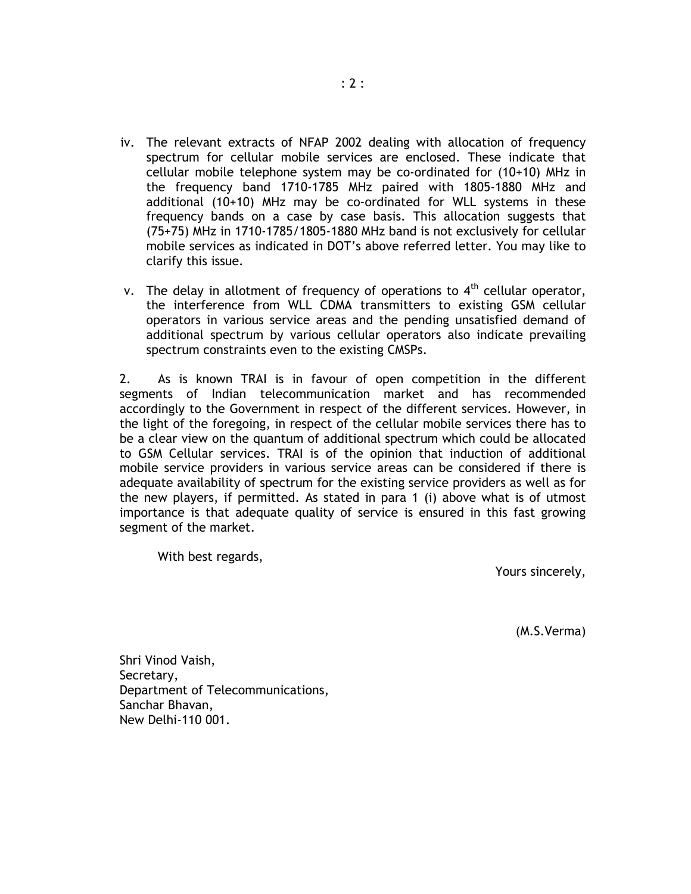iv. The relevant extracts of NFAP 2002 dealing with allocation of frequency spectrum for cellular mobile services are enclosed. These indicate that cellular mobile telephone system may be co-ordinated for (10+10) MHz in the frequency band 1710-1785 MHz paired with 1805-1880 MHz and additional (10+10) MHz may be co-ordinated for WLL systems in these frequency bands on a case by case basis. This allocation suggests that (75+75) MHz in 1710-1785/1805-1880 MHz band is not exclusively for cellular mobile services as indicated in DOT's above referred letter. You may like to clarify this issue.

v. The delay in allotment of frequency of operations to 4th cellular operator, the interference from WLL CDMA transmitters to existing GSM cellular operators in various service areas and the pending unsatisfied demand of additional spectrum by various cellular operators also indicate prevailing spectrum constraints even to the existing CMSPs.

2. As is known TRAI is in favour of open competition in the different segments of Indian telecommunication market and has recommended accordingly to the Government in respect of the different services. However, in the light of the foregoing, in respect of the cellular mobile services there has to be a clear view on the quantum of additional spectrum which could be allocated to GSM Cellular services. TRAI is of the opinion that induction of additional mobile service providers in various service areas can be considered if there is adequate availability of spectrum for the existing service providers as well as for the new players, if permitted. As stated in para 1 (i) above what is of utmost importance is that adequate quality of service is ensured in this fast growing segment of the market.

With best regards,

Yours sincerely,

(M.S.Verma)

Shri Vinod Vaish,
Secretary,
Department of Telecommunications,
Sanchar Bhavan,
New Delhi-110 001.